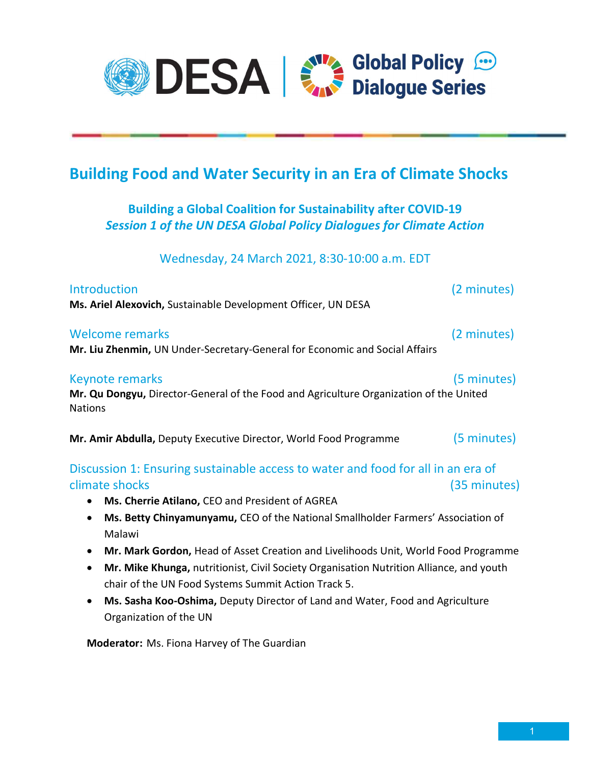DESA | Global Policy Dialogue Series

# Building Food and Water Security in an Era of Climate Shocks

## Building a Global Coalition for Sustainability after COVID-19
### *Session 1 of the UN DESA Global Policy Dialogues for Climate Action*

Wednesday, 24 March 2021, 8:30-10:00 a.m. EDT

Introduction (2 minutes)
**Ms. Ariel Alexovich,** Sustainable Development Officer, UN DESA

Welcome remarks (2 minutes)
**Mr. Liu Zhenmin,** UN Under-Secretary-General for Economic and Social Affairs

Keynote remarks (5 minutes)
**Mr. Qu Dongyu,** Director-General of the Food and Agriculture Organization of the United Nations

**Mr. Amir Abdulla,** Deputy Executive Director, World Food Programme (5 minutes)

Discussion 1: Ensuring sustainable access to water and food for all in an era of climate shocks (35 minutes)

- **Ms. Cherrie Atilano,** CEO and President of AGREA
- **Ms. Betty Chinyamunyamu,** CEO of the National Smallholder Farmers' Association of Malawi
- **Mr. Mark Gordon,** Head of Asset Creation and Livelihoods Unit, World Food Programme
- **Mr. Mike Khunga,** nutritionist, Civil Society Organisation Nutrition Alliance, and youth chair of the UN Food Systems Summit Action Track 5.
- **Ms. Sasha Koo-Oshima,** Deputy Director of Land and Water, Food and Agriculture Organization of the UN

**Moderator:** Ms. Fiona Harvey of The Guardian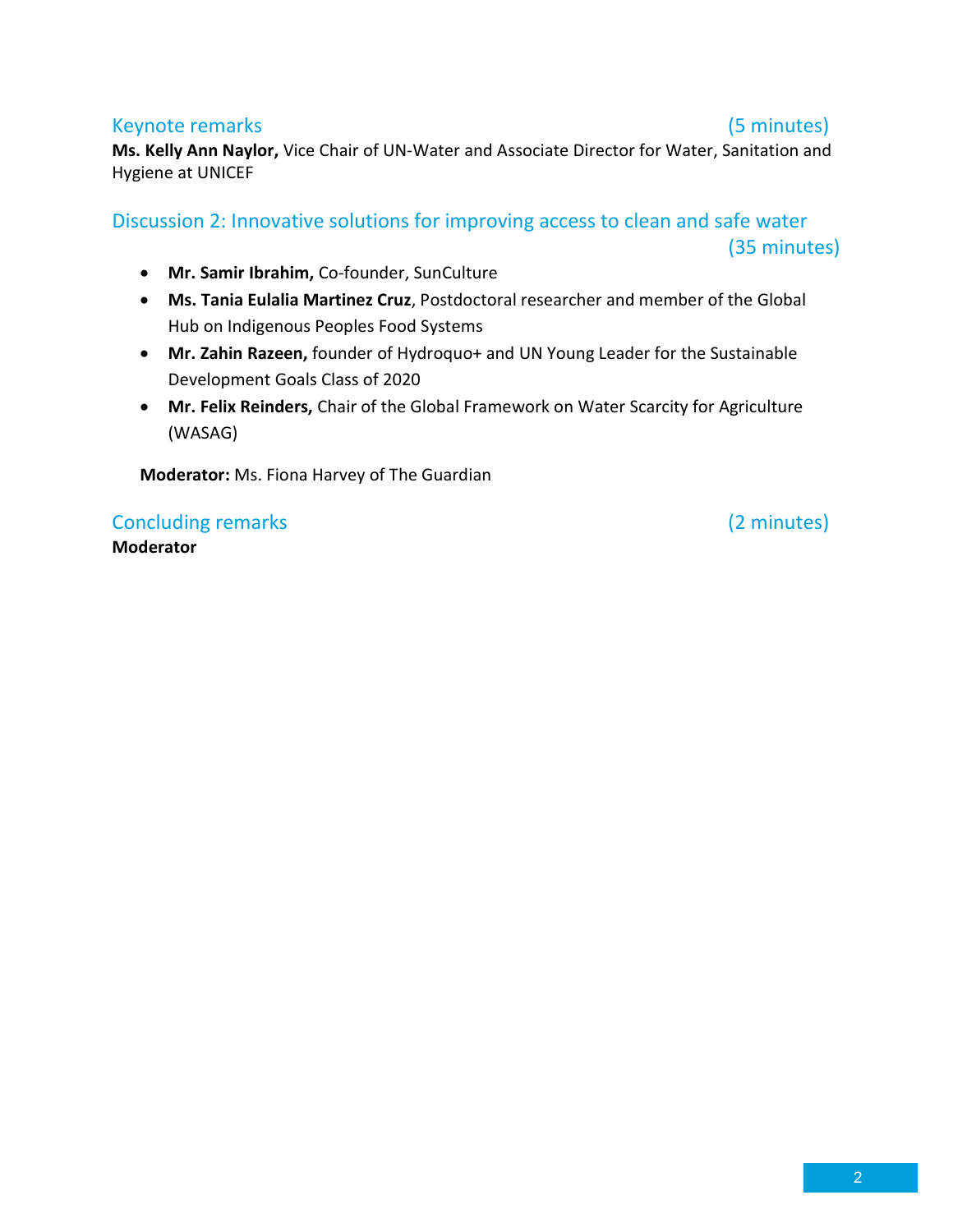## Keynote remarks (5 minutes)

**Ms. Kelly Ann Naylor,** Vice Chair of UN-Water and Associate Director for Water, Sanitation and Hygiene at UNICEF

## Discussion 2: Innovative solutions for improving access to clean and safe water (35 minutes)

- **Mr. Samir Ibrahim,** Co-founder, SunCulture
- **Ms. Tania Eulalia Martinez Cruz**, Postdoctoral researcher and member of the Global Hub on Indigenous Peoples Food Systems
- **Mr. Zahin Razeen,** founder of Hydroquo+ and UN Young Leader for the Sustainable Development Goals Class of 2020
- **Mr. Felix Reinders,** Chair of the Global Framework on Water Scarcity for Agriculture (WASAG)

**Moderator:** Ms. Fiona Harvey of The Guardian

## Concluding remarks (2 minutes)

**Moderator**